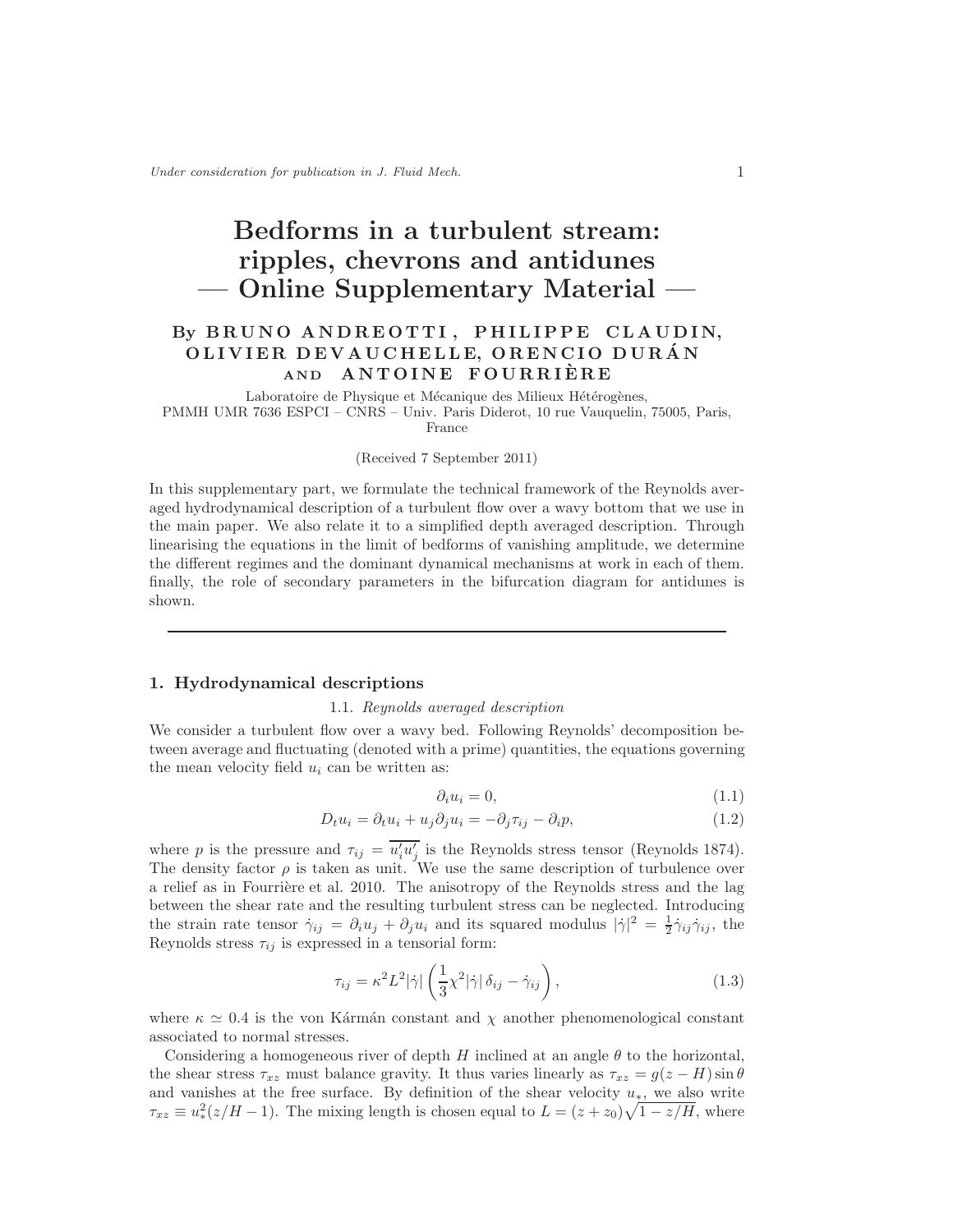# Bedforms in a turbulent stream: ripples, chevrons and antidunes — Online Supplementary Material —

By **BRUNO ANDREOTTI, PHILIPPE CLAUDIN, OLIVIER DEVAUCHELLE, ORENCIO DURÁN AND ANTOINE FOURRIÈRE**

Laboratoire de Physique et Mécanique des Milieux Hétérogènes, PMMH UMR 7636 ESPCI – CNRS – Univ. Paris Diderot, 10 rue Vauquelin, 75005, Paris, France

(Received 7 September 2011)

In this supplementary part, we formulate the technical framework of the Reynolds averaged hydrodynamical description of a turbulent flow over a wavy bottom that we use in the main paper. We also relate it to a simplified depth averaged description. Through linearising the equations in the limit of bedforms of vanishing amplitude, we determine the different regimes and the dominant dynamical mechanisms at work in each of them. finally, the role of secondary parameters in the bifurcation diagram for antidunes is shown.

---

## 1. Hydrodynamical descriptions

### 1.1. *Reynolds averaged description*

We consider a turbulent flow over a wavy bed. Following Reynolds' decomposition between average and fluctuating (denoted with a prime) quantities, the equations governing the mean velocity field $u_i$ can be written as:

$$\partial_i u_i = 0, \tag{1.1}$$

$$D_t u_i = \partial_t u_i + u_j \partial_j u_i = -\partial_j \tau_{ij} - \partial_i p, \tag{1.2}$$

where $p$ is the pressure and $\tau_{ij} = \overline{u_i' u_j'}$ is the Reynolds stress tensor (Reynolds 1874). The density factor $\rho$ is taken as unit. We use the same description of turbulence over a relief as in Fourrière et al. 2010. The anisotropy of the Reynolds stress and the lag between the shear rate and the resulting turbulent stress can be neglected. Introducing the strain rate tensor $\dot{\gamma}_{ij} = \partial_i u_j + \partial_j u_i$ and its squared modulus $|\dot{\gamma}|^2 = \frac{1}{2}\dot{\gamma}_{ij}\dot{\gamma}_{ij}$, the Reynolds stress $\tau_{ij}$ is expressed in a tensorial form:

$$\tau_{ij} = \kappa^2 L^2 |\dot{\gamma}| \left( \frac{1}{3}\chi^2 |\dot{\gamma}| \, \delta_{ij} - \dot{\gamma}_{ij} \right), \tag{1.3}$$

where $\kappa \simeq 0.4$ is the von Kármán constant and $\chi$ another phenomenological constant associated to normal stresses.

Considering a homogeneous river of depth $H$ inclined at an angle $\theta$ to the horizontal, the shear stress $\tau_{xz}$ must balance gravity. It thus varies linearly as $\tau_{xz} = g(z - H)\sin\theta$ and vanishes at the free surface. By definition of the shear velocity $u_*$, we also write $\tau_{xz} \equiv u_*^2(z/H - 1)$. The mixing length is chosen equal to $L = (z + z_0)\sqrt{1 - z/H}$, where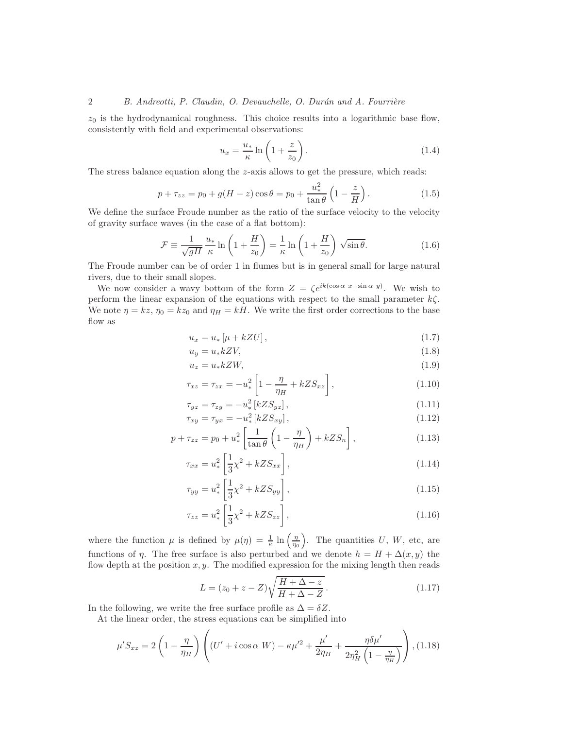$z_0$ is the hydrodynamical roughness. This choice results into a logarithmic base flow, consistently with field and experimental observations:

$$u_x = \frac{u_*}{\kappa} \ln\left(1 + \frac{z}{z_0}\right). \tag{1.4}$$

The stress balance equation along the $z$-axis allows to get the pressure, which reads:

$$p + \tau_{zz} = p_0 + g(H - z)\cos\theta = p_0 + \frac{u_*^2}{\tan\theta}\left(1 - \frac{z}{H}\right). \tag{1.5}$$

We define the surface Froude number as the ratio of the surface velocity to the velocity of gravity surface waves (in the case of a flat bottom):

$$\mathcal{F} \equiv \frac{1}{\sqrt{gH}} \frac{u_*}{\kappa} \ln\left(1 + \frac{H}{z_0}\right) = \frac{1}{\kappa} \ln\left(1 + \frac{H}{z_0}\right) \sqrt{\sin\theta}. \tag{1.6}$$

The Froude number can be of order 1 in flumes but is in general small for large natural rivers, due to their small slopes.

We now consider a wavy bottom of the form $Z = \zeta e^{ik(\cos\alpha\ x + \sin\alpha\ y)}$. We wish to perform the linear expansion of the equations with respect to the small parameter $k\zeta$. We note $\eta = kz$, $\eta_0 = kz_0$ and $\eta_H = kH$. We write the first order corrections to the base flow as

$$u_x = u_* \left[\mu + kZU\right], \tag{1.7}$$

$$u_y = u_* kZV, \tag{1.8}$$

$$u_z = u_* kZW, \tag{1.9}$$

$$\tau_{xz} = \tau_{zx} = -u_*^2 \left[1 - \frac{\eta}{\eta_H} + kZS_{xz}\right], \tag{1.10}$$

$$\tau_{yz} = \tau_{zy} = -u_*^2 \left[kZS_{yz}\right], \tag{1.11}$$

$$\tau_{xy} = \tau_{yx} = -u_*^2 \left[kZS_{xy}\right], \tag{1.12}$$

$$p + \tau_{zz} = p_0 + u_*^2 \left[\frac{1}{\tan\theta}\left(1 - \frac{\eta}{\eta_H}\right) + kZS_n\right], \tag{1.13}$$

$$\tau_{xx} = u_*^2 \left[\frac{1}{3}\chi^2 + kZS_{xx}\right], \tag{1.14}$$

$$\tau_{yy} = u_*^2 \left[\frac{1}{3}\chi^2 + kZS_{yy}\right], \tag{1.15}$$

$$\tau_{zz} = u_*^2 \left[\frac{1}{3}\chi^2 + kZS_{zz}\right], \tag{1.16}$$

where the function $\mu$ is defined by $\mu(\eta) = \frac{1}{\kappa} \ln\left(\frac{\eta}{\eta_0}\right)$. The quantities $U$, $W$, etc, are functions of $\eta$. The free surface is also perturbed and we denote $h = H + \Delta(x, y)$ the flow depth at the position $x, y$. The modified expression for the mixing length then reads

$$L = (z_0 + z - Z)\sqrt{\frac{H + \Delta - z}{H + \Delta - Z}}. \tag{1.17}$$

In the following, we write the free surface profile as $\Delta = \delta Z$.

At the linear order, the stress equations can be simplified into

$$\mu' S_{xz} = 2\left(1 - \frac{\eta}{\eta_H}\right)\left((U' + i\cos\alpha\ W) - \kappa\mu'^2 + \frac{\mu'}{2\eta_H} + \frac{\eta\delta\mu'}{2\eta_H^2\left(1 - \frac{\eta}{\eta_H}\right)}\right), \tag{1.18}$$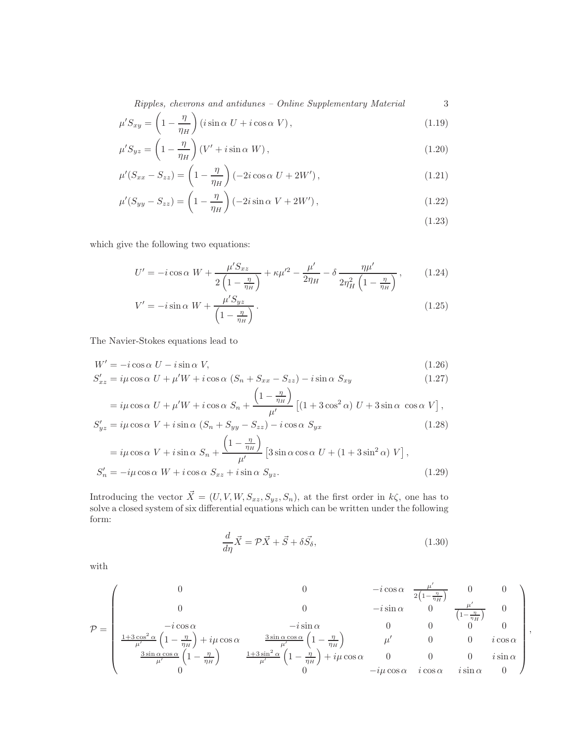$$
\mu' S_{xy} = \left(1 - \frac{\eta}{\eta_H}\right)(i \sin\alpha \; U + i \cos\alpha \; V), \tag{1.19}
$$

$$
\mu' S_{yz} = \left(1 - \frac{\eta}{\eta_H}\right)(V' + i \sin\alpha \; W), \tag{1.20}
$$

$$
\mu'(S_{xx} - S_{zz}) = \left(1 - \frac{\eta}{\eta_H}\right)(-2i \cos\alpha \; U + 2W'), \tag{1.21}
$$

$$
\mu'(S_{yy} - S_{zz}) = \left(1 - \frac{\eta}{\eta_H}\right)(-2i \sin\alpha \; V + 2W'), \tag{1.22}
$$

$$
\tag{1.23}
$$

which give the following two equations:

$$
U' = -i\cos\alpha \; W + \frac{\mu' S_{xz}}{2\left(1 - \frac{\eta}{\eta_H}\right)} + \kappa \mu'^2 - \frac{\mu'}{2\eta_H} - \delta \, \frac{\eta \mu'}{2\eta_H^2 \left(1 - \frac{\eta}{\eta_H}\right)}, \tag{1.24}
$$

$$
V' = -i\sin\alpha \; W + \frac{\mu' S_{yz}}{\left(1 - \frac{\eta}{\eta_H}\right)}. \tag{1.25}
$$

The Navier-Stokes equations lead to

$$
W' = -i\cos\alpha \; U - i\sin\alpha \; V, \tag{1.26}
$$

$$
\begin{aligned}
S'_{xz} &= i\mu\cos\alpha \; U + \mu' W + i\cos\alpha \; (S_n + S_{xx} - S_{zz}) - i\sin\alpha \; S_{xy} \qquad (1.27)\\
&= i\mu\cos\alpha \; U + \mu' W + i\cos\alpha \; S_n + \frac{\left(1 - \frac{\eta}{\eta_H}\right)}{\mu'}\left[(1 + 3\cos^2\alpha) \; U + 3\sin\alpha \; \cos\alpha \; V\right],
\end{aligned}
$$

$$
\begin{aligned}
S'_{yz} &= i\mu\cos\alpha \; V + i\sin\alpha \; (S_n + S_{yy} - S_{zz}) - i\cos\alpha \; S_{yx} \qquad (1.28)\\
&= i\mu\cos\alpha \; V + i\sin\alpha \; S_n + \frac{\left(1 - \frac{\eta}{\eta_H}\right)}{\mu'}\left[3\sin\alpha\cos\alpha \; U + (1 + 3\sin^2\alpha) \; V\right],
\end{aligned}
$$

$$
S'_n = -i\mu\cos\alpha \; W + i\cos\alpha \; S_{xz} + i\sin\alpha \; S_{yz}. \tag{1.29}
$$

Introducing the vector $\vec{X} = (U, V, W, S_{xz}, S_{yz}, S_n)$, at the first order in $k\zeta$, one has to solve a closed system of six differential equations which can be written under the following form:

$$
\frac{d}{d\eta}\vec{X} = \mathcal{P}\vec{X} + \vec{S} + \delta\vec{S_\delta}, \tag{1.30}
$$

with

$$
\mathcal{P} = \begin{pmatrix}
0 & 0 & -i\cos\alpha & \frac{\mu'}{2\left(1-\frac{\eta}{\eta_H}\right)} & 0 & 0 \\
0 & 0 & -i\sin\alpha & 0 & \frac{\mu'}{\left(1-\frac{\eta}{\eta_H}\right)} & 0 \\
-i\cos\alpha & -i\sin\alpha & 0 & 0 & 0 & 0 \\
\frac{1+3\cos^2\alpha}{\mu'}\left(1 - \frac{\eta}{\eta_H}\right) + i\mu\cos\alpha & \frac{3\sin\alpha\cos\alpha}{\mu'}\left(1 - \frac{\eta}{\eta_H}\right) & \mu' & 0 & 0 & i\cos\alpha \\
\frac{3\sin\alpha\cos\alpha}{\mu'}\left(1 - \frac{\eta}{\eta_H}\right) & \frac{1+3\sin^2\alpha}{\mu'}\left(1 - \frac{\eta}{\eta_H}\right) + i\mu\cos\alpha & 0 & 0 & 0 & i\sin\alpha \\
0 & 0 & -i\mu\cos\alpha & i\cos\alpha & i\sin\alpha & 0
\end{pmatrix},
$$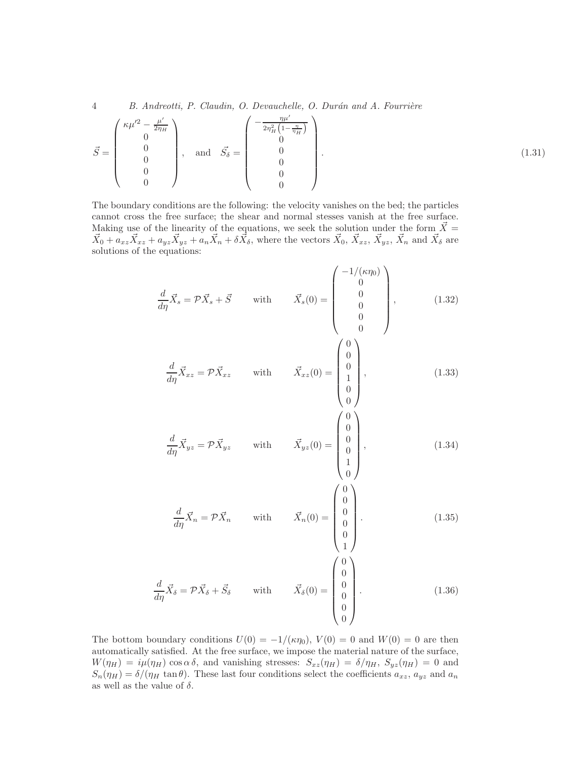$$
\vec{S} = \begin{pmatrix} \kappa\mu'^2 - \frac{\mu'}{2\eta_H} \\ 0 \\ 0 \\ 0 \\ 0 \\ 0 \end{pmatrix}, \quad \text{and} \quad \vec{S_\delta} = \begin{pmatrix} -\frac{\eta\mu'}{2\eta_H^2\left(1-\frac{\eta}{\eta_H}\right)} \\ 0 \\ 0 \\ 0 \\ 0 \\ 0 \end{pmatrix}. \tag{1.31}
$$

The boundary conditions are the following: the velocity vanishes on the bed; the particles cannot cross the free surface; the shear and normal stesses vanish at the free surface. Making use of the linearity of the equations, we seek the solution under the form $\vec{X} = \vec{X}_0 + a_{xz}\vec{X}_{xz} + a_{yz}\vec{X}_{yz} + a_n\vec{X}_n + \delta\vec{X}_\delta$, where the vectors $\vec{X}_0$, $\vec{X}_{xz}$, $\vec{X}_{yz}$, $\vec{X}_n$ and $\vec{X}_\delta$ are solutions of the equations:

$$
\frac{d}{d\eta}\vec{X}_s = \mathcal{P}\vec{X}_s + \vec{S} \qquad \text{with} \qquad \vec{X}_s(0) = \begin{pmatrix} -1/(\kappa\eta_0) \\ 0 \\ 0 \\ 0 \\ 0 \\ 0 \end{pmatrix}, \tag{1.32}
$$

$$
\frac{d}{d\eta}\vec{X}_{xz} = \mathcal{P}\vec{X}_{xz} \qquad \text{with} \qquad \vec{X}_{xz}(0) = \begin{pmatrix} 0 \\ 0 \\ 0 \\ 1 \\ 0 \\ 0 \end{pmatrix}, \tag{1.33}
$$

$$
\frac{d}{d\eta}\vec{X}_{yz} = \mathcal{P}\vec{X}_{yz} \qquad \text{with} \qquad \vec{X}_{yz}(0) = \begin{pmatrix} 0 \\ 0 \\ 0 \\ 0 \\ 1 \\ 0 \end{pmatrix}, \tag{1.34}
$$

$$
\frac{d}{d\eta}\vec{X}_n = \mathcal{P}\vec{X}_n \qquad \text{with} \qquad \vec{X}_n(0) = \begin{pmatrix} 0 \\ 0 \\ 0 \\ 0 \\ 0 \\ 1 \end{pmatrix}. \tag{1.35}
$$

$$
\frac{d}{d\eta}\vec{X}_\delta = \mathcal{P}\vec{X}_\delta + \vec{S}_\delta \qquad \text{with} \qquad \vec{X}_\delta(0) = \begin{pmatrix} 0 \\ 0 \\ 0 \\ 0 \\ 0 \\ 0 \end{pmatrix}. \tag{1.36}
$$

The bottom boundary conditions $U(0) = -1/(\kappa\eta_0)$, $V(0) = 0$ and $W(0) = 0$ are then automatically satisfied. At the free surface, we impose the material nature of the surface, $W(\eta_H) = i\mu(\eta_H)\cos\alpha\,\delta$, and vanishing stresses: $S_{xz}(\eta_H) = \delta/\eta_H$, $S_{yz}(\eta_H) = 0$ and $S_n(\eta_H) = \delta/(\eta_H \tan\theta)$. These last four conditions select the coefficients $a_{xz}$, $a_{yz}$ and $a_n$ as well as the value of $\delta$.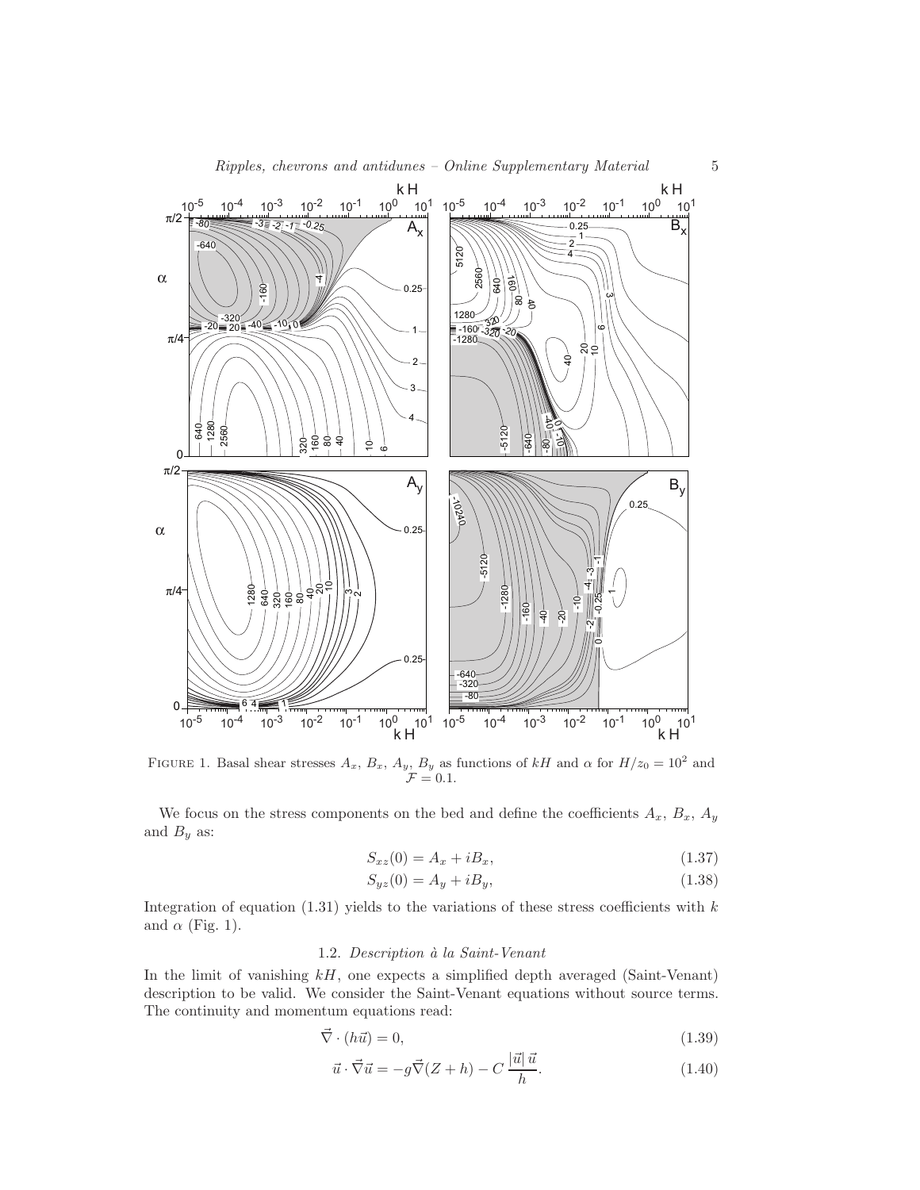FIGURE 1. Basal shear stresses $A_x$, $B_x$, $A_y$, $B_y$ as functions of $kH$ and $\alpha$ for $H/z_0 = 10^2$ and $\mathcal{F} = 0.1$.

We focus on the stress components on the bed and define the coefficients $A_x$, $B_x$, $A_y$ and $B_y$ as:

$$S_{xz}(0) = A_x + iB_x, \tag{1.37}$$

$$S_{yz}(0) = A_y + iB_y, \tag{1.38}$$

Integration of equation (1.31) yields to the variations of these stress coefficients with $k$ and $\alpha$ (Fig. 1).

### 1.2. *Description à la Saint-Venant*

In the limit of vanishing $kH$, one expects a simplified depth averaged (Saint-Venant) description to be valid. We consider the Saint-Venant equations without source terms. The continuity and momentum equations read:

$$\vec{\nabla} \cdot (h\vec{u}) = 0, \tag{1.39}$$

$$\vec{u} \cdot \vec{\nabla}\vec{u} = -g\vec{\nabla}(Z + h) - C\,\frac{|\vec{u}|\,\vec{u}}{h}. \tag{1.40}$$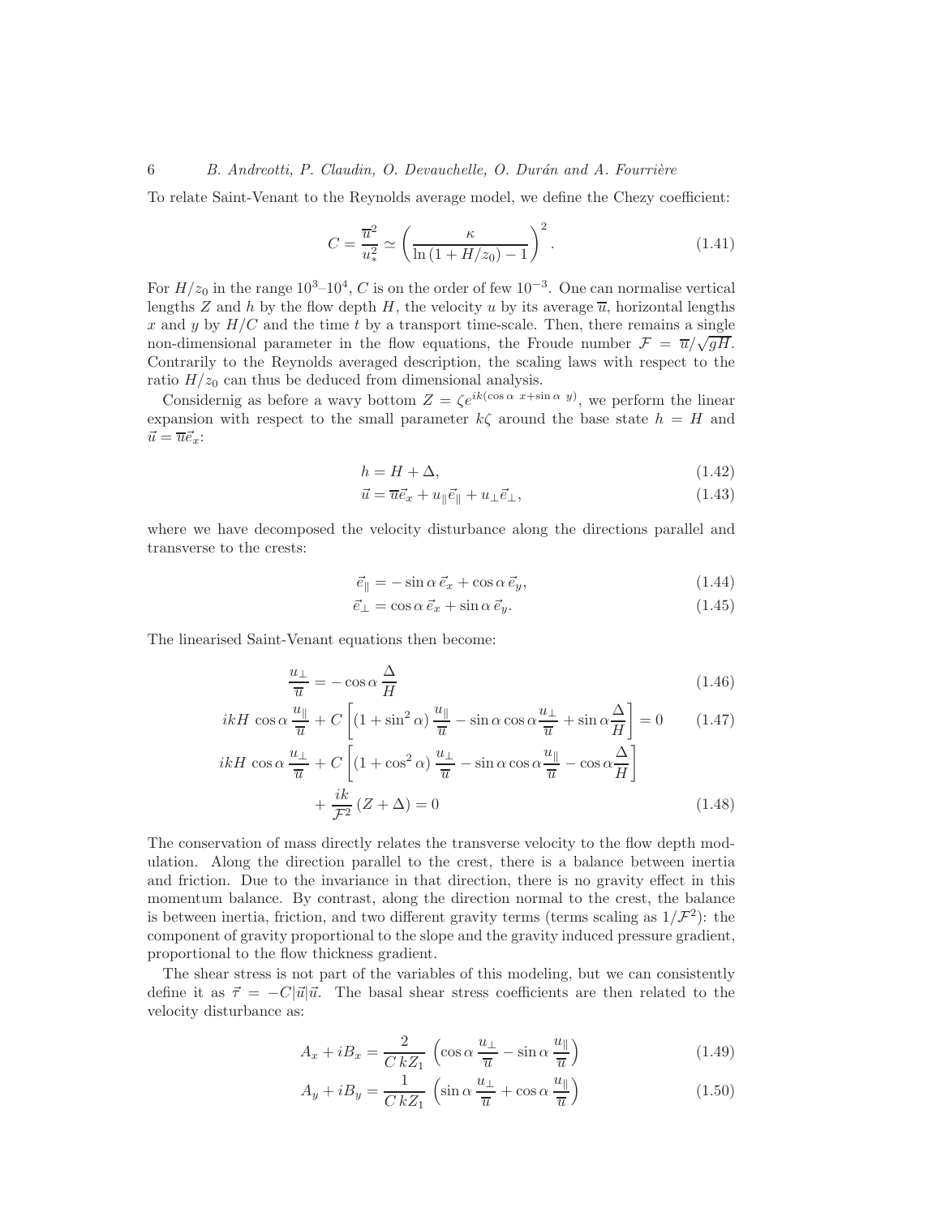To relate Saint-Venant to the Reynolds average model, we define the Chezy coefficient:

$$C = \frac{\overline{u}^2}{u_*^2} \simeq \left( \frac{\kappa}{\ln\left(1 + H/z_0\right) - 1} \right)^2 . \tag{1.41}$$

For $H/z_0$ in the range $10^3$–$10^4$, $C$ is on the order of few $10^{-3}$. One can normalise vertical lengths $Z$ and $h$ by the flow depth $H$, the velocity $u$ by its average $\overline{u}$, horizontal lengths $x$ and $y$ by $H/C$ and the time $t$ by a transport time-scale. Then, there remains a single non-dimensional parameter in the flow equations, the Froude number $\mathcal{F} = \overline{u}/\sqrt{gH}$. Contrarily to the Reynolds averaged description, the scaling laws with respect to the ratio $H/z_0$ can thus be deduced from dimensional analysis.

Considernig as before a wavy bottom $Z = \zeta e^{ik(\cos\alpha\ x + \sin\alpha\ y)}$, we perform the linear expansion with respect to the small parameter $k\zeta$ around the base state $h = H$ and $\vec{u} = \overline{u}\vec{e}_x$:

$$h = H + \Delta, \tag{1.42}$$

$$\vec{u} = \overline{u}\vec{e}_x + u_\parallel \vec{e}_\parallel + u_\perp \vec{e}_\perp, \tag{1.43}$$

where we have decomposed the velocity disturbance along the directions parallel and transverse to the crests:

$$\vec{e}_\parallel = -\sin\alpha\, \vec{e}_x + \cos\alpha\, \vec{e}_y, \tag{1.44}$$

$$\vec{e}_\perp = \cos\alpha\, \vec{e}_x + \sin\alpha\, \vec{e}_y. \tag{1.45}$$

The linearised Saint-Venant equations then become:

$$\frac{u_\perp}{\overline{u}} = -\cos\alpha\, \frac{\Delta}{H} \tag{1.46}$$

$$ikH\, \cos\alpha\, \frac{u_\parallel}{\overline{u}} + C\left[ \left(1 + \sin^2\alpha\right) \frac{u_\parallel}{\overline{u}} - \sin\alpha\cos\alpha \frac{u_\perp}{\overline{u}} + \sin\alpha \frac{\Delta}{H} \right] = 0 \tag{1.47}$$

$$ikH\, \cos\alpha\, \frac{u_\perp}{\overline{u}} + C\left[ \left(1 + \cos^2\alpha\right) \frac{u_\perp}{\overline{u}} - \sin\alpha\cos\alpha \frac{u_\parallel}{\overline{u}} - \cos\alpha \frac{\Delta}{H} \right] + \frac{ik}{\mathcal{F}^2}\left(Z + \Delta\right) = 0 \tag{1.48}$$

The conservation of mass directly relates the transverse velocity to the flow depth modulation. Along the direction parallel to the crest, there is a balance between inertia and friction. Due to the invariance in that direction, there is no gravity effect in this momentum balance. By contrast, along the direction normal to the crest, the balance is between inertia, friction, and two different gravity terms (terms scaling as $1/\mathcal{F}^2$): the component of gravity proportional to the slope and the gravity induced pressure gradient, proportional to the flow thickness gradient.

The shear stress is not part of the variables of this modeling, but we can consistently define it as $\vec{\tau} = -C|\vec{u}|\vec{u}$. The basal shear stress coefficients are then related to the velocity disturbance as:

$$A_x + iB_x = \frac{2}{C\, kZ_1} \left( \cos\alpha\, \frac{u_\perp}{\overline{u}} - \sin\alpha\, \frac{u_\parallel}{\overline{u}} \right) \tag{1.49}$$

$$A_y + iB_y = \frac{1}{C\, kZ_1} \left( \sin\alpha\, \frac{u_\perp}{\overline{u}} + \cos\alpha\, \frac{u_\parallel}{\overline{u}} \right) \tag{1.50}$$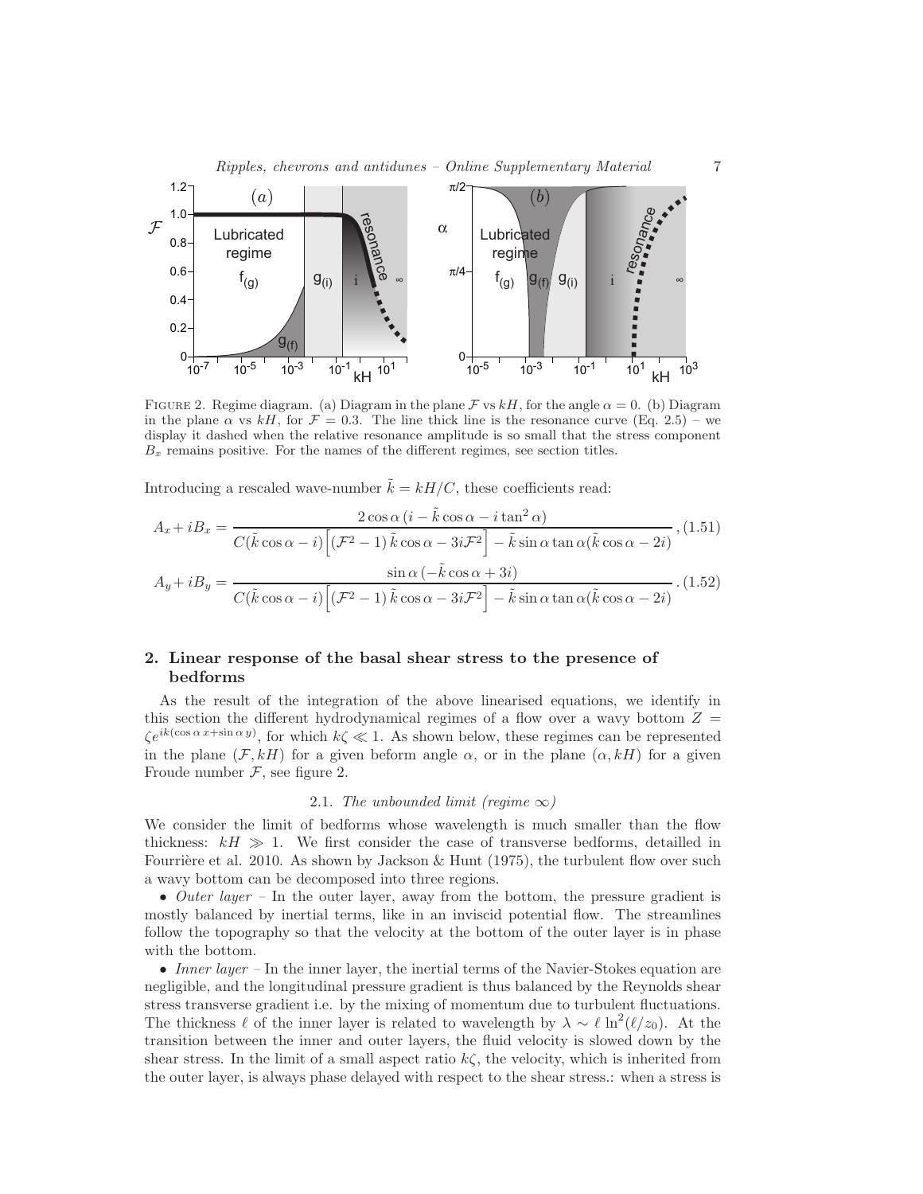FIGURE 2. Regime diagram. (a) Diagram in the plane $\mathcal{F}$ vs $kH$, for the angle $\alpha = 0$. (b) Diagram in the plane $\alpha$ vs $kH$, for $\mathcal{F} = 0.3$. The line thick line is the resonance curve (Eq. 2.5) – we display it dashed when the relative resonance amplitude is so small that the stress component $B_x$ remains positive. For the names of the different regimes, see section titles.

Introducing a rescaled wave-number $\tilde{k} = kH/C$, these coefficients read:

$$A_x + iB_x = \frac{2\cos\alpha\,(i - \tilde{k}\cos\alpha - i\tan^2\alpha)}{C(\tilde{k}\cos\alpha - i)\Big[(\mathcal{F}^2 - 1)\,\tilde{k}\cos\alpha - 3i\mathcal{F}^2\Big] - \tilde{k}\sin\alpha\tan\alpha(\tilde{k}\cos\alpha - 2i)}\,, \quad (1.51)$$

$$A_y + iB_y = \frac{\sin\alpha\,(-\tilde{k}\cos\alpha + 3i)}{C(\tilde{k}\cos\alpha - i)\Big[(\mathcal{F}^2 - 1)\,\tilde{k}\cos\alpha - 3i\mathcal{F}^2\Big] - \tilde{k}\sin\alpha\tan\alpha(\tilde{k}\cos\alpha - 2i)}\,. \quad (1.52)$$

## 2. Linear response of the basal shear stress to the presence of bedforms

As the result of the integration of the above linearised equations, we identify in this section the different hydrodynamical regimes of a flow over a wavy bottom $Z = \zeta e^{ik(\cos\alpha\, x + \sin\alpha\, y)}$, for which $k\zeta \ll 1$. As shown below, these regimes can be represented in the plane $(\mathcal{F}, kH)$ for a given beform angle $\alpha$, or in the plane $(\alpha, kH)$ for a given Froude number $\mathcal{F}$, see figure 2.

### 2.1. *The unbounded limit (regime $\infty$)*

We consider the limit of bedforms whose wavelength is much smaller than the flow thickness: $kH \gg 1$. We first consider the case of transverse bedforms, detailled in Fourrière et al. 2010. As shown by Jackson & Hunt (1975), the turbulent flow over such a wavy bottom can be decomposed into three regions.

- *Outer layer* – In the outer layer, away from the bottom, the pressure gradient is mostly balanced by inertial terms, like in an inviscid potential flow. The streamlines follow the topography so that the velocity at the bottom of the outer layer is in phase with the bottom.
- *Inner layer* – In the inner layer, the inertial terms of the Navier-Stokes equation are negligible, and the longitudinal pressure gradient is thus balanced by the Reynolds shear stress transverse gradient i.e. by the mixing of momentum due to turbulent fluctuations. The thickness $\ell$ of the inner layer is related to wavelength by $\lambda \sim \ell \ln^2(\ell/z_0)$. At the transition between the inner and outer layers, the fluid velocity is slowed down by the shear stress. In the limit of a small aspect ratio $k\zeta$, the velocity, which is inherited from the outer layer, is always phase delayed with respect to the shear stress.: when a stress is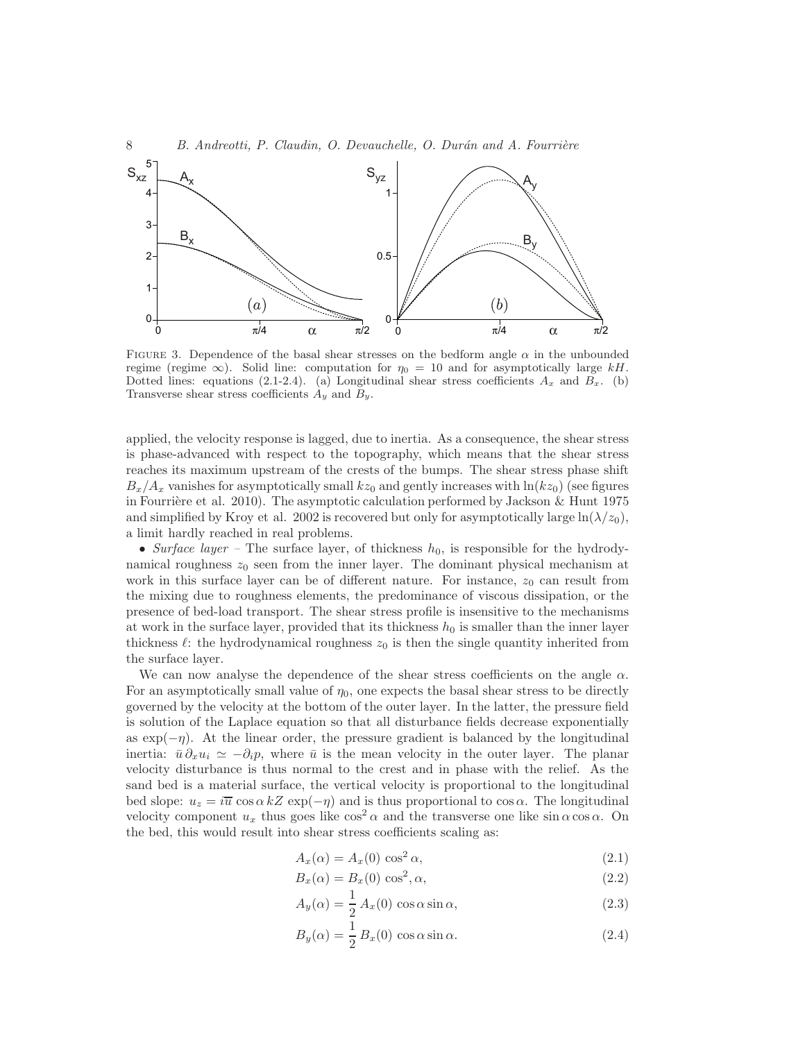FIGURE 3. Dependence of the basal shear stresses on the bedform angle $\alpha$ in the unbounded regime (regime $\infty$). Solid line: computation for $\eta_0 = 10$ and for asymptotically large $kH$. Dotted lines: equations (2.1-2.4). (a) Longitudinal shear stress coefficients $A_x$ and $B_x$. (b) Transverse shear stress coefficients $A_y$ and $B_y$.

applied, the velocity response is lagged, due to inertia. As a consequence, the shear stress is phase-advanced with respect to the topography, which means that the shear stress reaches its maximum upstream of the crests of the bumps. The shear stress phase shift $B_x/A_x$ vanishes for asymptotically small $kz_0$ and gently increases with $\ln(kz_0)$ (see figures in Fourrière et al. 2010). The asymptotic calculation performed by Jackson & Hunt 1975 and simplified by Kroy et al. 2002 is recovered but only for asymptotically large $\ln(\lambda/z_0)$, a limit hardly reached in real problems.

• *Surface layer* – The surface layer, of thickness $h_0$, is responsible for the hydrodynamical roughness $z_0$ seen from the inner layer. The dominant physical mechanism at work in this surface layer can be of different nature. For instance, $z_0$ can result from the mixing due to roughness elements, the predominance of viscous dissipation, or the presence of bed-load transport. The shear stress profile is insensitive to the mechanisms at work in the surface layer, provided that its thickness $h_0$ is smaller than the inner layer thickness $\ell$: the hydrodynamical roughness $z_0$ is then the single quantity inherited from the surface layer.

We can now analyse the dependence of the shear stress coefficients on the angle $\alpha$. For an asymptotically small value of $\eta_0$, one expects the basal shear stress to be directly governed by the velocity at the bottom of the outer layer. In the latter, the pressure field is solution of the Laplace equation so that all disturbance fields decrease exponentially as $\exp(-\eta)$. At the linear order, the pressure gradient is balanced by the longitudinal inertia: $\bar{u}\,\partial_x u_i \simeq -\partial_i p$, where $\bar{u}$ is the mean velocity in the outer layer. The planar velocity disturbance is thus normal to the crest and in phase with the relief. As the sand bed is a material surface, the vertical velocity is proportional to the longitudinal bed slope: $u_z = i\overline{u}\cos\alpha\, kZ\, \exp(-\eta)$ and is thus proportional to $\cos\alpha$. The longitudinal velocity component $u_x$ thus goes like $\cos^2\alpha$ and the transverse one like $\sin\alpha\cos\alpha$. On the bed, this would result into shear stress coefficients scaling as:

$$A_x(\alpha) = A_x(0)\, \cos^2\alpha, \tag{2.1}$$

$$B_x(\alpha) = B_x(0)\, \cos^2, \alpha, \tag{2.2}$$

$$A_y(\alpha) = \frac{1}{2}\, A_x(0)\, \cos\alpha \sin\alpha, \tag{2.3}$$

$$B_y(\alpha) = \frac{1}{2}\, B_x(0)\, \cos\alpha \sin\alpha. \tag{2.4}$$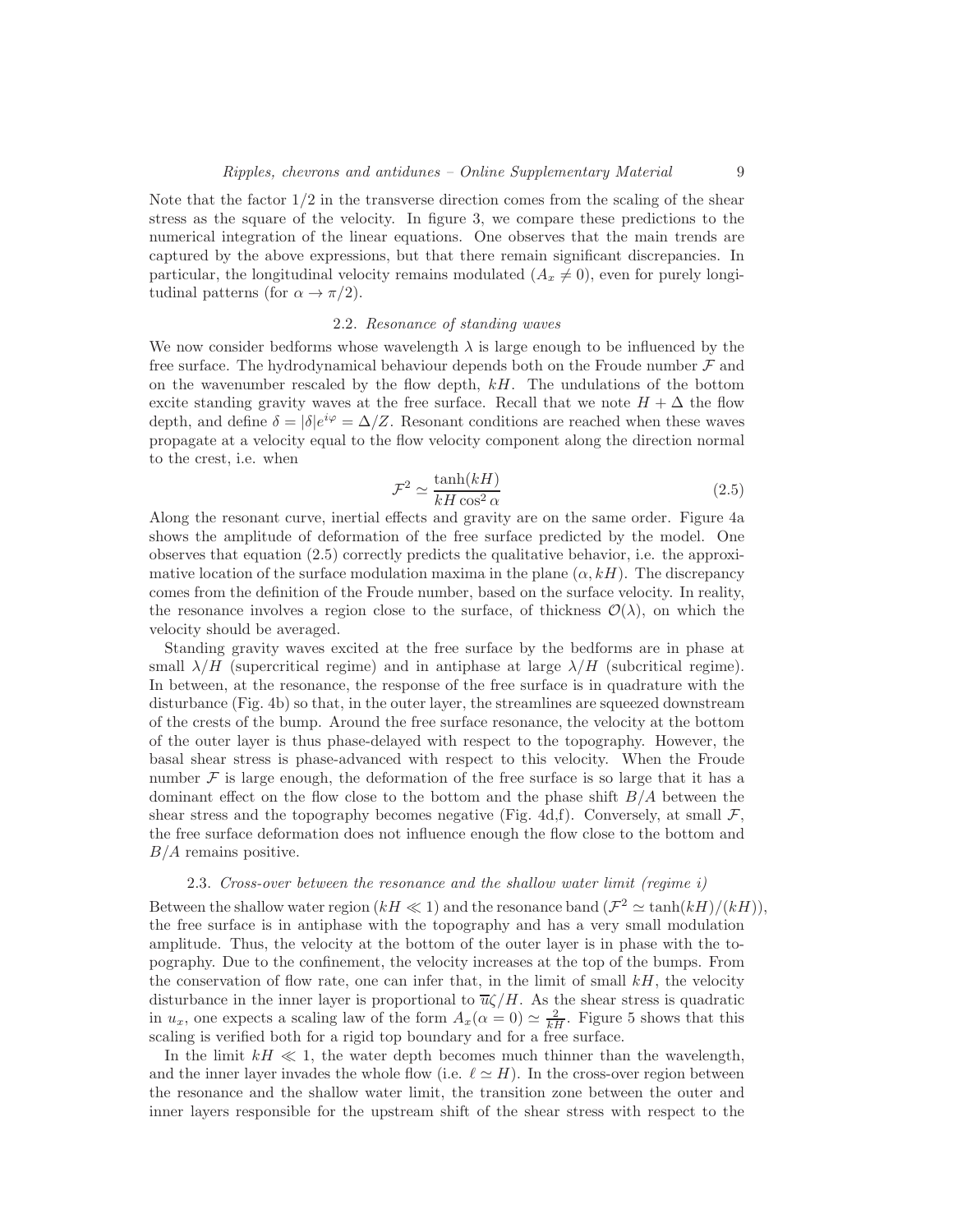Note that the factor $1/2$ in the transverse direction comes from the scaling of the shear stress as the square of the velocity. In figure 3, we compare these predictions to the numerical integration of the linear equations. One observes that the main trends are captured by the above expressions, but that there remain significant discrepancies. In particular, the longitudinal velocity remains modulated ($A_x \neq 0$), even for purely longitudinal patterns (for $\alpha \to \pi/2$).

### 2.2. *Resonance of standing waves*

We now consider bedforms whose wavelength $\lambda$ is large enough to be influenced by the free surface. The hydrodynamical behaviour depends both on the Froude number $\mathcal{F}$ and on the wavenumber rescaled by the flow depth, $kH$. The undulations of the bottom excite standing gravity waves at the free surface. Recall that we note $H + \Delta$ the flow depth, and define $\delta = |\delta| e^{i\varphi} = \Delta/Z$. Resonant conditions are reached when these waves propagate at a velocity equal to the flow velocity component along the direction normal to the crest, i.e. when

$$\mathcal{F}^2 \simeq \frac{\tanh(kH)}{kH \cos^2 \alpha} \tag{2.5}$$

Along the resonant curve, inertial effects and gravity are on the same order. Figure 4a shows the amplitude of deformation of the free surface predicted by the model. One observes that equation (2.5) correctly predicts the qualitative behavior, i.e. the approximative location of the surface modulation maxima in the plane $(\alpha, kH)$. The discrepancy comes from the definition of the Froude number, based on the surface velocity. In reality, the resonance involves a region close to the surface, of thickness $\mathcal{O}(\lambda)$, on which the velocity should be averaged.

Standing gravity waves excited at the free surface by the bedforms are in phase at small $\lambda/H$ (supercritical regime) and in antiphase at large $\lambda/H$ (subcritical regime). In between, at the resonance, the response of the free surface is in quadrature with the disturbance (Fig. 4b) so that, in the outer layer, the streamlines are squeezed downstream of the crests of the bump. Around the free surface resonance, the velocity at the bottom of the outer layer is thus phase-delayed with respect to the topography. However, the basal shear stress is phase-advanced with respect to this velocity. When the Froude number $\mathcal{F}$ is large enough, the deformation of the free surface is so large that it has a dominant effect on the flow close to the bottom and the phase shift $B/A$ between the shear stress and the topography becomes negative (Fig. 4d,f). Conversely, at small $\mathcal{F}$, the free surface deformation does not influence enough the flow close to the bottom and $B/A$ remains positive.

### 2.3. *Cross-over between the resonance and the shallow water limit (regime i)*

Between the shallow water region ($kH \ll 1$) and the resonance band ($\mathcal{F}^2 \simeq \tanh(kH)/(kH)$), the free surface is in antiphase with the topography and has a very small modulation amplitude. Thus, the velocity at the bottom of the outer layer is in phase with the topography. Due to the confinement, the velocity increases at the top of the bumps. From the conservation of flow rate, one can infer that, in the limit of small $kH$, the velocity disturbance in the inner layer is proportional to $\overline{u}\zeta/H$. As the shear stress is quadratic in $u_x$, one expects a scaling law of the form $A_x(\alpha = 0) \simeq \frac{2}{kH}$. Figure 5 shows that this scaling is verified both for a rigid top boundary and for a free surface.

In the limit $kH \ll 1$, the water depth becomes much thinner than the wavelength, and the inner layer invades the whole flow (i.e. $\ell \simeq H$). In the cross-over region between the resonance and the shallow water limit, the transition zone between the outer and inner layers responsible for the upstream shift of the shear stress with respect to the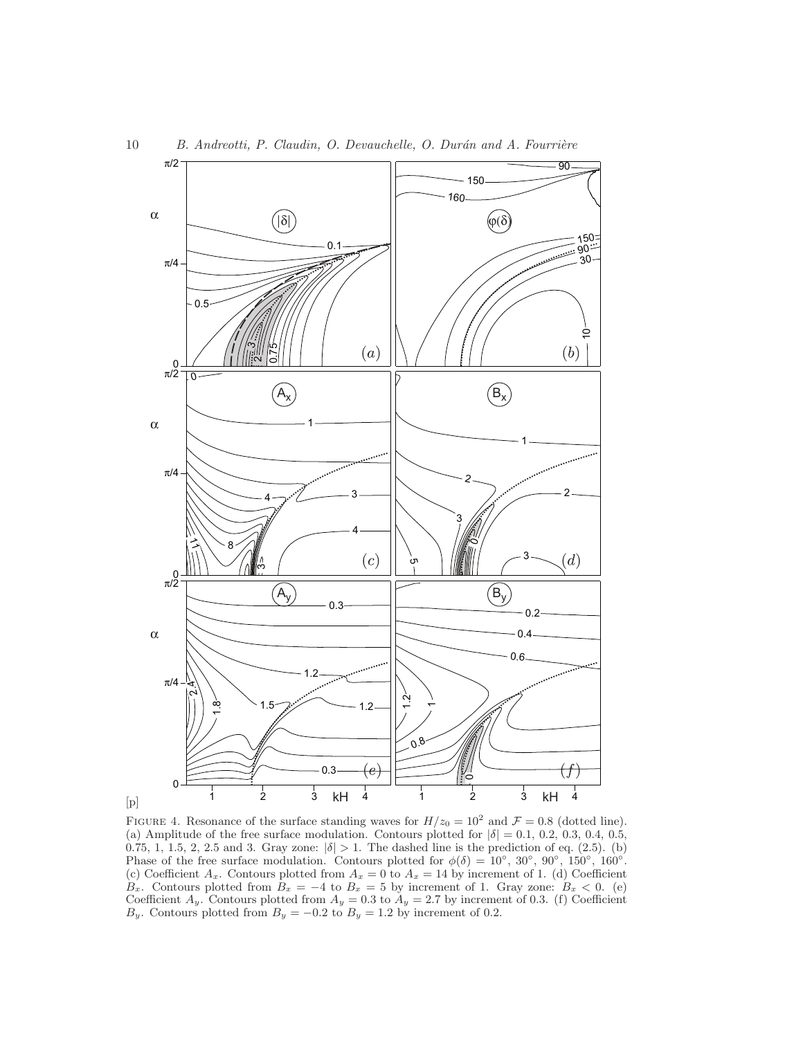FIGURE 4. Resonance of the surface standing waves for $H/z_0 = 10^2$ and $\mathcal{F} = 0.8$ (dotted line). (a) Amplitude of the free surface modulation. Contours plotted for $|\delta| = 0.1$, 0.2, 0.3, 0.4, 0.5, 0.75, 1, 1.5, 2, 2.5 and 3. Gray zone: $|\delta| > 1$. The dashed line is the prediction of eq. (2.5). (b) Phase of the free surface modulation. Contours plotted for $\phi(\delta) = 10^\circ$, $30^\circ$, $90^\circ$, $150^\circ$, $160^\circ$. (c) Coefficient $A_x$. Contours plotted from $A_x = 0$ to $A_x = 14$ by increment of 1. (d) Coefficient $B_x$. Contours plotted from $B_x = -4$ to $B_x = 5$ by increment of 1. Gray zone: $B_x < 0$. (e) Coefficient $A_y$. Contours plotted from $A_y = 0.3$ to $A_y = 2.7$ by increment of 0.3. (f) Coefficient $B_y$. Contours plotted from $B_y = -0.2$ to $B_y = 1.2$ by increment of 0.2.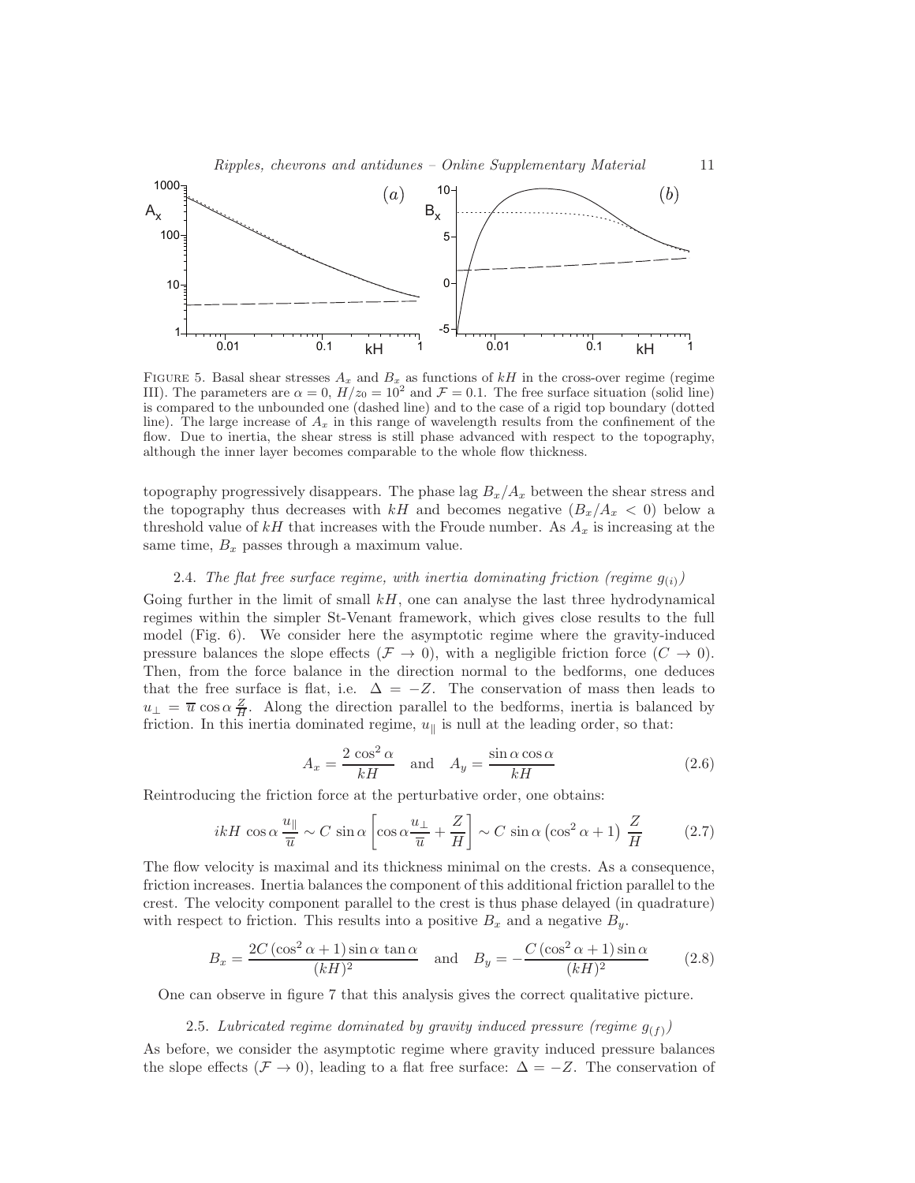FIGURE 5. Basal shear stresses $A_x$ and $B_x$ as functions of $kH$ in the cross-over regime (regime III). The parameters are $\alpha = 0$, $H/z_0 = 10^2$ and $\mathcal{F} = 0.1$. The free surface situation (solid line) is compared to the unbounded one (dashed line) and to the case of a rigid top boundary (dotted line). The large increase of $A_x$ in this range of wavelength results from the confinement of the flow. Due to inertia, the shear stress is still phase advanced with respect to the topography, although the inner layer becomes comparable to the whole flow thickness.

topography progressively disappears. The phase lag $B_x/A_x$ between the shear stress and the topography thus decreases with $kH$ and becomes negative ($B_x/A_x < 0$) below a threshold value of $kH$ that increases with the Froude number. As $A_x$ is increasing at the same time, $B_x$ passes through a maximum value.

### 2.4. *The flat free surface regime, with inertia dominating friction (regime $g_{(i)}$)*

Going further in the limit of small $kH$, one can analyse the last three hydrodynamical regimes within the simpler St-Venant framework, which gives close results to the full model (Fig. 6). We consider here the asymptotic regime where the gravity-induced pressure balances the slope effects ($\mathcal{F} \to 0$), with a negligible friction force ($C \to 0$). Then, from the force balance in the direction normal to the bedforms, one deduces that the free surface is flat, i.e. $\Delta = -Z$. The conservation of mass then leads to $u_\perp = \overline{u} \cos\alpha \frac{Z}{H}$. Along the direction parallel to the bedforms, inertia is balanced by friction. In this inertia dominated regime, $u_\parallel$ is null at the leading order, so that:

$$A_x = \frac{2\cos^2\alpha}{kH} \quad \text{and} \quad A_y = \frac{\sin\alpha\cos\alpha}{kH} \tag{2.6}$$

Reintroducing the friction force at the perturbative order, one obtains:

$$ikH\cos\alpha\,\frac{u_\parallel}{\overline{u}} \sim C\sin\alpha\left[\cos\alpha\frac{u_\perp}{\overline{u}} + \frac{Z}{H}\right] \sim C\sin\alpha\left(\cos^2\alpha + 1\right)\frac{Z}{H} \tag{2.7}$$

The flow velocity is maximal and its thickness minimal on the crests. As a consequence, friction increases. Inertia balances the component of this additional friction parallel to the crest. The velocity component parallel to the crest is thus phase delayed (in quadrature) with respect to friction. This results into a positive $B_x$ and a negative $B_y$.

$$B_x = \frac{2C\left(\cos^2\alpha + 1\right)\sin\alpha\,\tan\alpha}{(kH)^2} \quad \text{and} \quad B_y = -\frac{C\left(\cos^2\alpha + 1\right)\sin\alpha}{(kH)^2} \tag{2.8}$$

One can observe in figure 7 that this analysis gives the correct qualitative picture.

### 2.5. *Lubricated regime dominated by gravity induced pressure (regime $g_{(f)}$)*

As before, we consider the asymptotic regime where gravity induced pressure balances the slope effects ($\mathcal{F} \to 0$), leading to a flat free surface: $\Delta = -Z$. The conservation of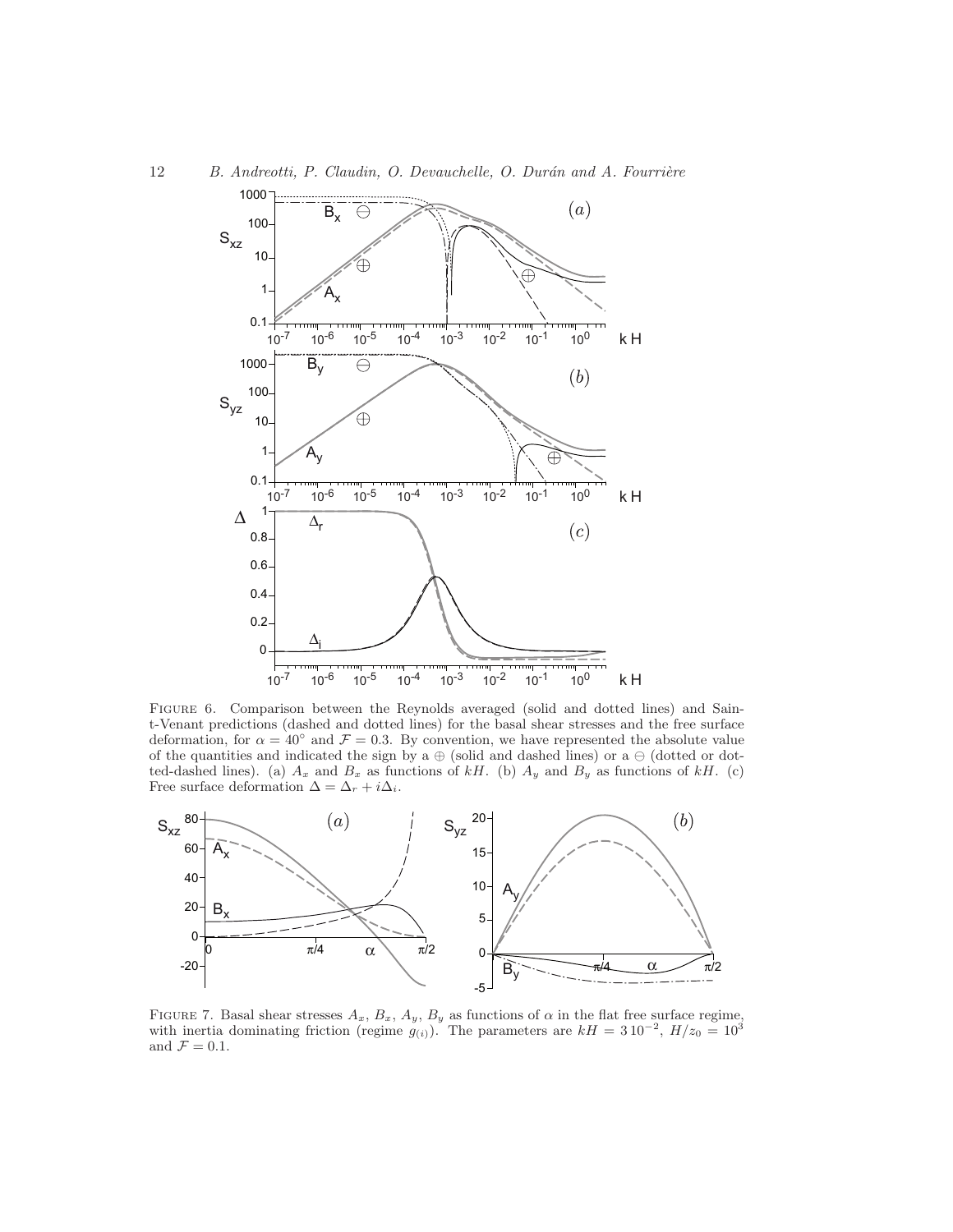FIGURE 6. Comparison between the Reynolds averaged (solid and dotted lines) and Saint-Venant predictions (dashed and dotted lines) for the basal shear stresses and the free surface deformation, for $\alpha = 40°$ and $\mathcal{F} = 0.3$. By convention, we have represented the absolute value of the quantities and indicated the sign by a $\oplus$ (solid and dashed lines) or a $\ominus$ (dotted or dotted-dashed lines). (a) $A_x$ and $B_x$ as functions of $kH$. (b) $A_y$ and $B_y$ as functions of $kH$. (c) Free surface deformation $\Delta = \Delta_r + i\Delta_i$.

FIGURE 7. Basal shear stresses $A_x$, $B_x$, $A_y$, $B_y$ as functions of $\alpha$ in the flat free surface regime, with inertia dominating friction (regime $g_{(i)}$). The parameters are $kH = 3\,10^{-2}$, $H/z_0 = 10^3$ and $\mathcal{F} = 0.1$.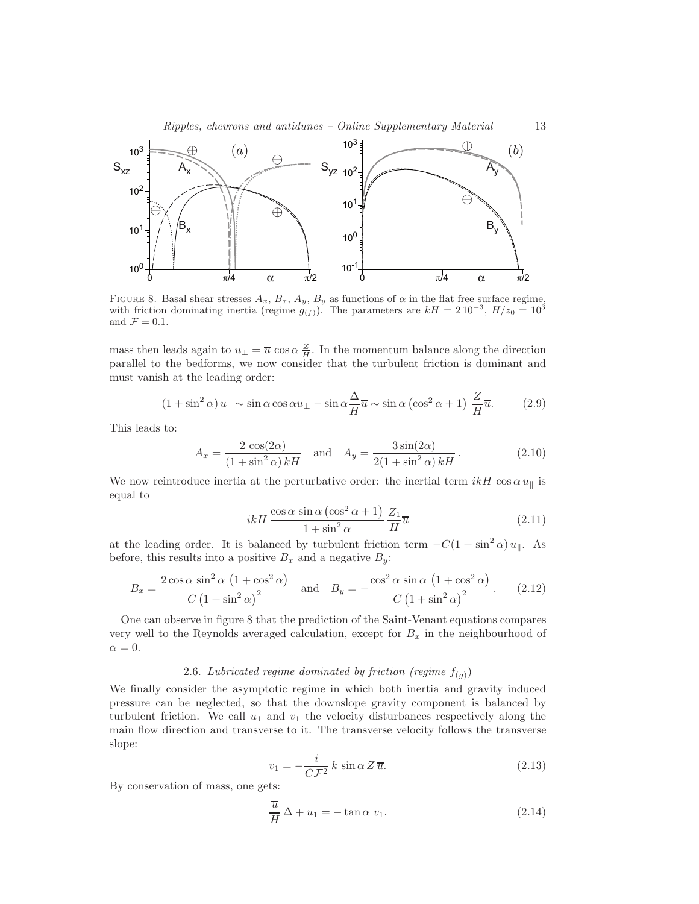FIGURE 8. Basal shear stresses $A_x$, $B_x$, $A_y$, $B_y$ as functions of $\alpha$ in the flat free surface regime, with friction dominating inertia (regime $g_{(f)}$). The parameters are $kH = 2\,10^{-3}$, $H/z_0 = 10^3$ and $\mathcal{F} = 0.1$.

mass then leads again to $u_\perp = \overline{u} \cos\alpha \frac{Z}{H}$. In the momentum balance along the direction parallel to the bedforms, we now consider that the turbulent friction is dominant and must vanish at the leading order:

$$(1 + \sin^2\alpha)\, u_\parallel \sim \sin\alpha \cos\alpha u_\perp - \sin\alpha \frac{\Delta}{H} \overline{u} \sim \sin\alpha \left(\cos^2\alpha + 1\right) \frac{Z}{H} \overline{u}. \tag{2.9}$$

This leads to:

$$A_x = \frac{2\,\cos(2\alpha)}{(1 + \sin^2\alpha)\, kH} \quad \text{and} \quad A_y = \frac{3\sin(2\alpha)}{2(1 + \sin^2\alpha)\, kH}\,. \tag{2.10}$$

We now reintroduce inertia at the perturbative order: the inertial term $ikH \cos\alpha\, u_\parallel$ is equal to

$$ikH \frac{\cos\alpha\, \sin\alpha \left(\cos^2\alpha + 1\right)}{1 + \sin^2\alpha} \frac{Z_1}{H} \overline{u} \tag{2.11}$$

at the leading order. It is balanced by turbulent friction term $-C(1 + \sin^2\alpha)\, u_\parallel$. As before, this results into a positive $B_x$ and a negative $B_y$:

$$B_x = \frac{2\cos\alpha\, \sin^2\alpha\, \left(1 + \cos^2\alpha\right)}{C\left(1 + \sin^2\alpha\right)^2} \quad \text{and} \quad B_y = -\frac{\cos^2\alpha\, \sin\alpha\, \left(1 + \cos^2\alpha\right)}{C\left(1 + \sin^2\alpha\right)^2}\,. \tag{2.12}$$

One can observe in figure 8 that the prediction of the Saint-Venant equations compares very well to the Reynolds averaged calculation, except for $B_x$ in the neighbourhood of $\alpha = 0$.

### 2.6. *Lubricated regime dominated by friction (regime $f_{(g)}$)*

We finally consider the asymptotic regime in which both inertia and gravity induced pressure can be neglected, so that the downslope gravity component is balanced by turbulent friction. We call $u_1$ and $v_1$ the velocity disturbances respectively along the main flow direction and transverse to it. The transverse velocity follows the transverse slope:

$$v_1 = -\frac{i}{C\mathcal{F}^2}\, k\, \sin\alpha\, Z\, \overline{u}. \tag{2.13}$$

By conservation of mass, one gets:

$$\frac{\overline{u}}{H}\, \Delta + u_1 = -\tan\alpha\, v_1. \tag{2.14}$$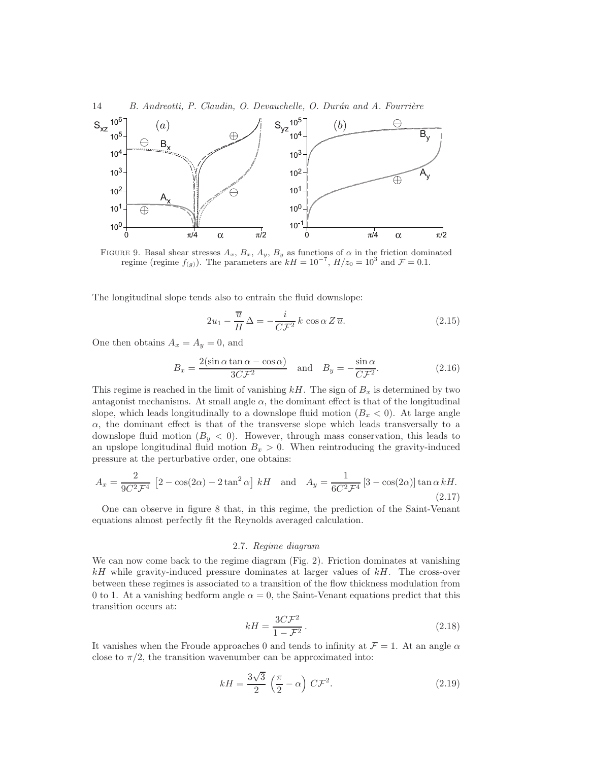FIGURE 9. Basal shear stresses $A_x$, $B_x$, $A_y$, $B_y$ as functions of $\alpha$ in the friction dominated regime (regime $f_{(g)}$). The parameters are $kH = 10^{-7}$, $H/z_0 = 10^3$ and $\mathcal{F} = 0.1$.

The longitudinal slope tends also to entrain the fluid downslope:

$$2u_1 - \frac{\overline{u}}{H}\,\Delta = -\frac{i}{C\mathcal{F}^2}\,k\,\cos\alpha\,Z\,\overline{u}. \tag{2.15}$$

One then obtains $A_x = A_y = 0$, and

$$B_x = \frac{2(\sin\alpha\tan\alpha - \cos\alpha)}{3C\mathcal{F}^2} \quad \text{and} \quad B_y = -\frac{\sin\alpha}{C\mathcal{F}^2}. \tag{2.16}$$

This regime is reached in the limit of vanishing $kH$. The sign of $B_x$ is determined by two antagonist mechanisms. At small angle $\alpha$, the dominant effect is that of the longitudinal slope, which leads longitudinally to a downslope fluid motion ($B_x < 0$). At large angle $\alpha$, the dominant effect is that of the transverse slope which leads transversally to a downslope fluid motion ($B_y < 0$). However, through mass conservation, this leads to an upslope longitudinal fluid motion $B_x > 0$. When reintroducing the gravity-induced pressure at the perturbative order, one obtains:

$$A_x = \frac{2}{9C^2\mathcal{F}^4}\,\left[2 - \cos(2\alpha) - 2\tan^2\alpha\right]\,kH \quad \text{and} \quad A_y = \frac{1}{6C^2\mathcal{F}^4}\left[3 - \cos(2\alpha)\right]\tan\alpha\,kH. \tag{2.17}$$

One can observe in figure 8 that, in this regime, the prediction of the Saint-Venant equations almost perfectly fit the Reynolds averaged calculation.

### 2.7. *Regime diagram*

We can now come back to the regime diagram (Fig. 2). Friction dominates at vanishing $kH$ while gravity-induced pressure dominates at larger values of $kH$. The cross-over between these regimes is associated to a transition of the flow thickness modulation from 0 to 1. At a vanishing bedform angle $\alpha = 0$, the Saint-Venant equations predict that this transition occurs at:

$$kH = \frac{3C\mathcal{F}^2}{1 - \mathcal{F}^2}\,. \tag{2.18}$$

It vanishes when the Froude approaches 0 and tends to infinity at $\mathcal{F} = 1$. At an angle $\alpha$ close to $\pi/2$, the transition wavenumber can be approximated into:

$$kH = \frac{3\sqrt{3}}{2}\,\left(\frac{\pi}{2} - \alpha\right)\,C\mathcal{F}^2. \tag{2.19}$$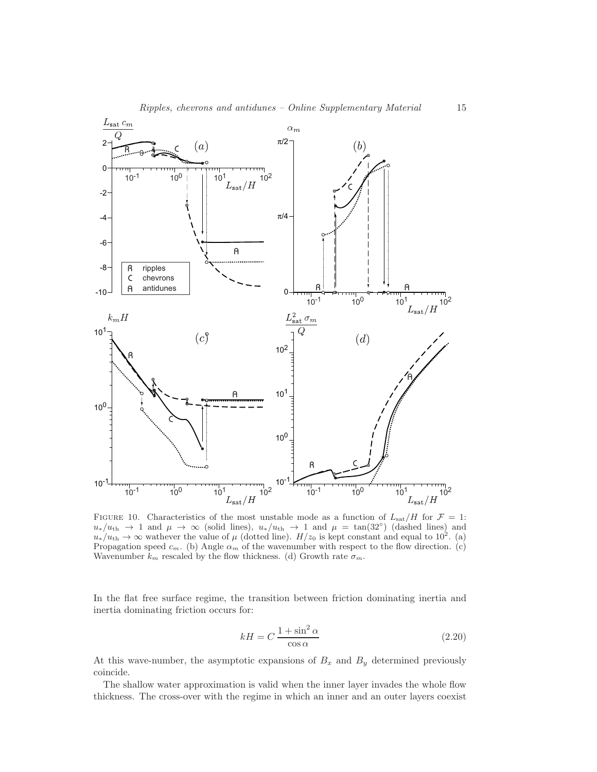Figure 10. Characteristics of the most unstable mode as a function of $L_{\mathrm{sat}}/H$ for $\mathcal{F} = 1$: $u_*/u_{\mathrm{th}} \to 1$ and $\mu \to \infty$ (solid lines), $u_*/u_{\mathrm{th}} \to 1$ and $\mu = \tan(32°)$ (dashed lines) and $u_*/u_{\mathrm{th}} \to \infty$ wathever the value of $\mu$ (dotted line). $H/z_0$ is kept constant and equal to $10^2$. (a) Propagation speed $c_m$. (b) Angle $\alpha_m$ of the wavenumber with respect to the flow direction. (c) Wavenumber $k_m$ rescaled by the flow thickness. (d) Growth rate $\sigma_m$.

In the flat free surface regime, the transition between friction dominating inertia and inertia dominating friction occurs for:

$$kH = C\,\frac{1 + \sin^2 \alpha}{\cos \alpha} \tag{2.20}$$

At this wave-number, the asymptotic expansions of $B_x$ and $B_y$ determined previously coincide.

The shallow water approximation is valid when the inner layer invades the whole flow thickness. The cross-over with the regime in which an inner and an outer layers coexist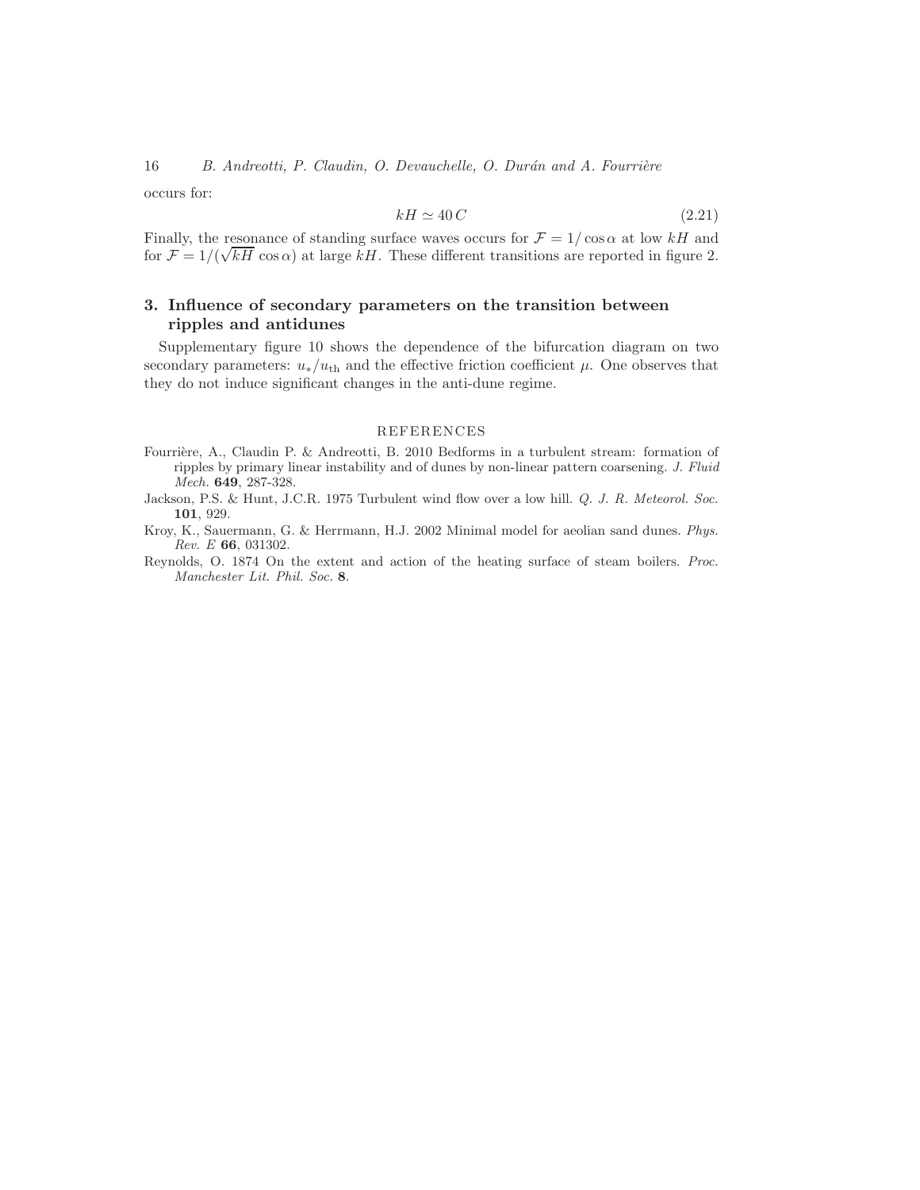occurs for:

$$kH \simeq 40\, C \tag{2.21}$$

Finally, the resonance of standing surface waves occurs for $\mathcal{F} = 1/\cos\alpha$ at low $kH$ and for $\mathcal{F} = 1/(\sqrt{kH}\,\cos\alpha)$ at large $kH$. These different transitions are reported in figure 2.

## 3. Influence of secondary parameters on the transition between ripples and antidunes

Supplementary figure 10 shows the dependence of the bifurcation diagram on two secondary parameters: $u_*/u_{\rm th}$ and the effective friction coefficient $\mu$. One observes that they do not induce significant changes in the anti-dune regime.

## REFERENCES

Fourrière, A., Claudin P. & Andreotti, B. 2010 Bedforms in a turbulent stream: formation of ripples by primary linear instability and of dunes by non-linear pattern coarsening. *J. Fluid Mech.* **649**, 287-328.

Jackson, P.S. & Hunt, J.C.R. 1975 Turbulent wind flow over a low hill. *Q. J. R. Meteorol. Soc.* **101**, 929.

Kroy, K., Sauermann, G. & Herrmann, H.J. 2002 Minimal model for aeolian sand dunes. *Phys. Rev. E* **66**, 031302.

Reynolds, O. 1874 On the extent and action of the heating surface of steam boilers. *Proc. Manchester Lit. Phil. Soc.* **8**.